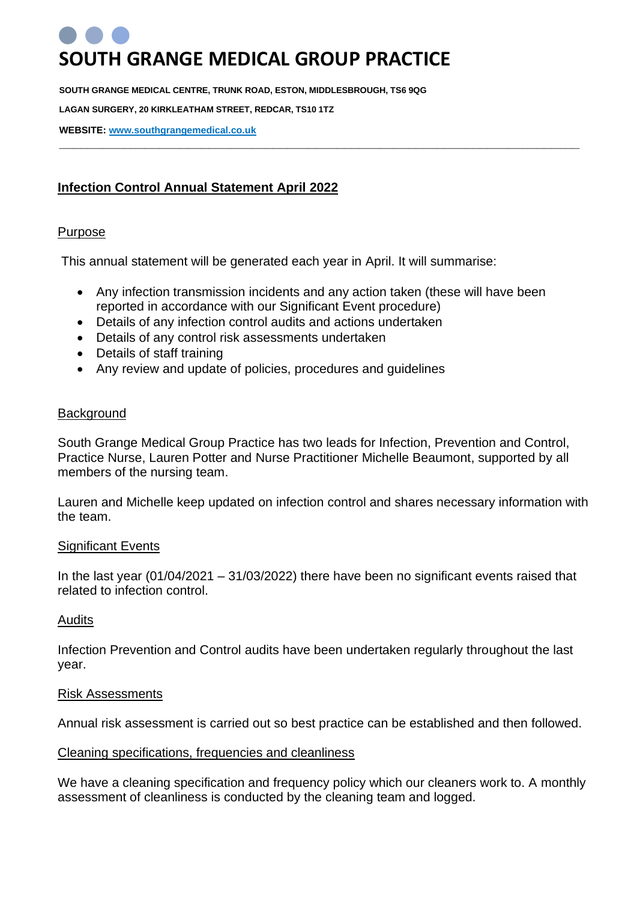# SOUTH GRANGE MEDICAL GROUP PRACTICE

**SOUTH GRANGE MEDICAL CENTRE, TRUNK ROAD, ESTON, MIDDLESBROUGH, TS6 9QG**

**LAGAN SURGERY, 20 KIRKLEATHAM STREET, REDCAR, TS10 1TZ**

**WEBSITE: [www.southgrangemedical.co.uk](http://www.southgrangemedical.co.uk)**

---

## Infection Control Annual Statement April 2022

### Purpose

This annual statement will be generated each year in April. It will summarise:

- Any infection transmission incidents and any action taken (these will have been reported in accordance with our Significant Event procedure)
- Details of any infection control audits and actions undertaken
- Details of any control risk assessments undertaken
- Details of staff training
- Any review and update of policies, procedures and guidelines

### Background

South Grange Medical Group Practice has two leads for Infection, Prevention and Control, Practice Nurse, Lauren Potter and Nurse Practitioner Michelle Beaumont, supported by all members of the nursing team.

Lauren and Michelle keep updated on infection control and shares necessary information with the team.

### Significant Events

In the last year (01/04/2021 – 31/03/2022) there have been no significant events raised that related to infection control.

### Audits

Infection Prevention and Control audits have been undertaken regularly throughout the last year.

### Risk Assessments

Annual risk assessment is carried out so best practice can be established and then followed.

### Cleaning specifications, frequencies and cleanliness

We have a cleaning specification and frequency policy which our cleaners work to. A monthly assessment of cleanliness is conducted by the cleaning team and logged.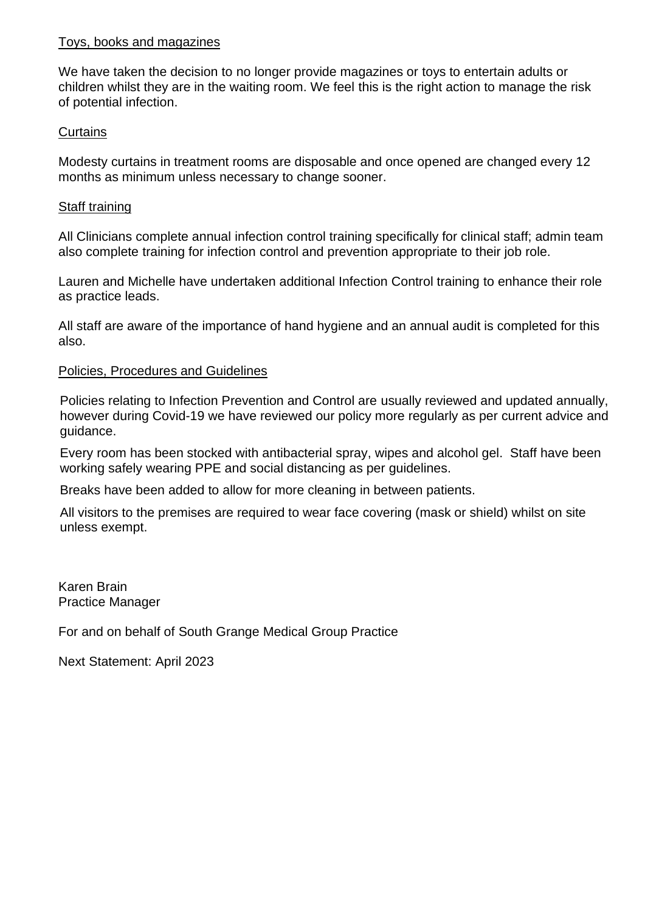## Toys, books and magazines

We have taken the decision to no longer provide magazines or toys to entertain adults or children whilst they are in the waiting room. We feel this is the right action to manage the risk of potential infection.

## Curtains

Modesty curtains in treatment rooms are disposable and once opened are changed every 12 months as minimum unless necessary to change sooner.

## Staff training

All Clinicians complete annual infection control training specifically for clinical staff; admin team also complete training for infection control and prevention appropriate to their job role.

Lauren and Michelle have undertaken additional Infection Control training to enhance their role as practice leads.

All staff are aware of the importance of hand hygiene and an annual audit is completed for this also.

## Policies, Procedures and Guidelines

Policies relating to Infection Prevention and Control are usually reviewed and updated annually, however during Covid-19 we have reviewed our policy more regularly as per current advice and guidance.

Every room has been stocked with antibacterial spray, wipes and alcohol gel. Staff have been working safely wearing PPE and social distancing as per guidelines.

Breaks have been added to allow for more cleaning in between patients.

All visitors to the premises are required to wear face covering (mask or shield) whilst on site unless exempt.

Karen Brain
Practice Manager

For and on behalf of South Grange Medical Group Practice

Next Statement: April 2023